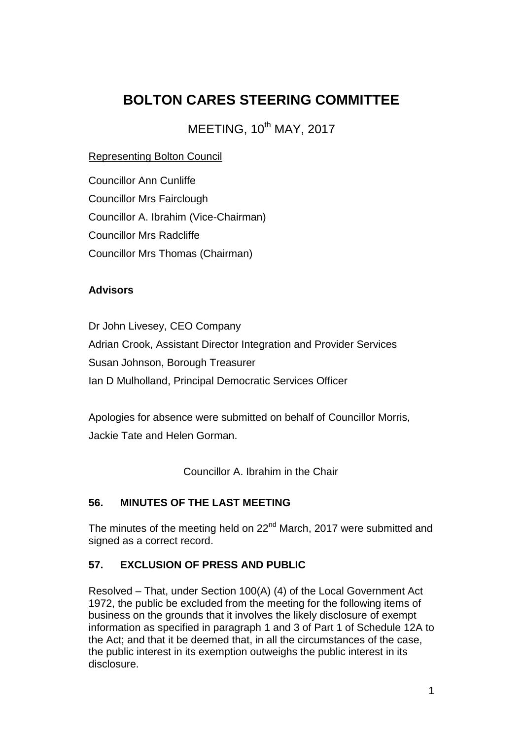# BOLTON CARES STEERING COMMITTEE

MEETING, 10th MAY, 2017

Representing Bolton Council

Councillor Ann Cunliffe
Councillor Mrs Fairclough
Councillor A. Ibrahim (Vice-Chairman)
Councillor Mrs Radcliffe
Councillor Mrs Thomas (Chairman)

**Advisors**

Dr John Livesey, CEO Company
Adrian Crook, Assistant Director Integration and Provider Services
Susan Johnson, Borough Treasurer
Ian D Mulholland, Principal Democratic Services Officer

Apologies for absence were submitted on behalf of Councillor Morris, Jackie Tate and Helen Gorman.

Councillor A. Ibrahim in the Chair

## 56. MINUTES OF THE LAST MEETING

The minutes of the meeting held on 22nd March, 2017 were submitted and signed as a correct record.

## 57. EXCLUSION OF PRESS AND PUBLIC

Resolved – That, under Section 100(A) (4) of the Local Government Act 1972, the public be excluded from the meeting for the following items of business on the grounds that it involves the likely disclosure of exempt information as specified in paragraph 1 and 3 of Part 1 of Schedule 12A to the Act; and that it be deemed that, in all the circumstances of the case, the public interest in its exemption outweighs the public interest in its disclosure.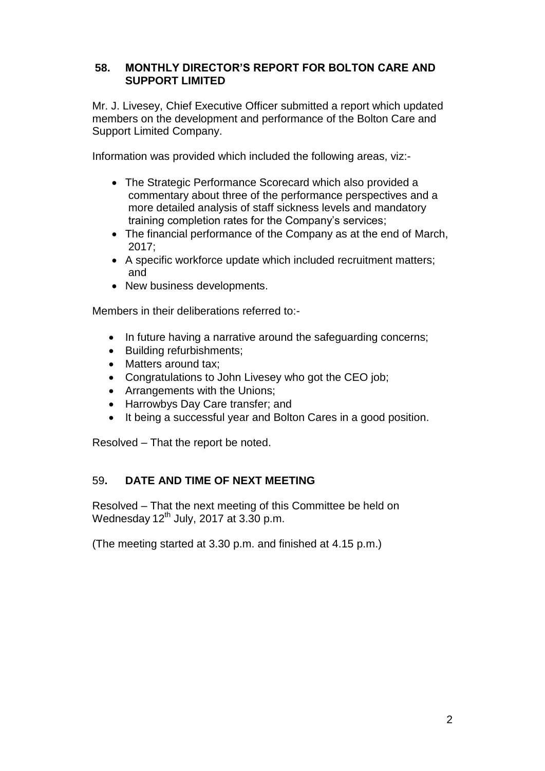## 58. MONTHLY DIRECTOR'S REPORT FOR BOLTON CARE AND SUPPORT LIMITED

Mr. J. Livesey, Chief Executive Officer submitted a report which updated members on the development and performance of the Bolton Care and Support Limited Company.

Information was provided which included the following areas, viz:-

- The Strategic Performance Scorecard which also provided a commentary about three of the performance perspectives and a more detailed analysis of staff sickness levels and mandatory training completion rates for the Company's services;
- The financial performance of the Company as at the end of March, 2017;
- A specific workforce update which included recruitment matters; and
- New business developments.

Members in their deliberations referred to:-

- In future having a narrative around the safeguarding concerns;
- Building refurbishments;
- Matters around tax;
- Congratulations to John Livesey who got the CEO job;
- Arrangements with the Unions;
- Harrowbys Day Care transfer; and
- It being a successful year and Bolton Cares in a good position.

Resolved – That the report be noted.

## 59. DATE AND TIME OF NEXT MEETING

Resolved – That the next meeting of this Committee be held on Wednesday 12th July, 2017 at 3.30 p.m.

(The meeting started at 3.30 p.m. and finished at 4.15 p.m.)